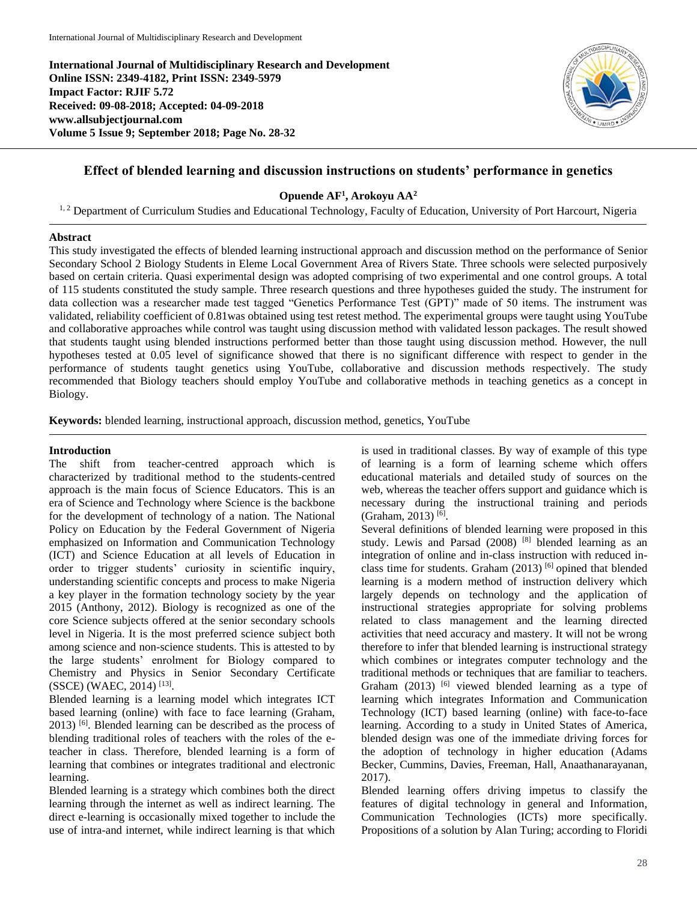**International Journal of Multidisciplinary Research and Development**
**Online ISSN: 2349-4182, Print ISSN: 2349-5979**
**Impact Factor: RJIF 5.72**
**Received: 09-08-2018; Accepted: 04-09-2018**
**www.allsubjectjournal.com**
**Volume 5 Issue 9; September 2018; Page No. 28-32**

# Effect of blended learning and discussion instructions on students' performance in genetics

**Opuende AF[1], Arokoyu AA[2]**

[1, 2] Department of Curriculum Studies and Educational Technology, Faculty of Education, University of Port Harcourt, Nigeria

## Abstract

This study investigated the effects of blended learning instructional approach and discussion method on the performance of Senior Secondary School 2 Biology Students in Eleme Local Government Area of Rivers State. Three schools were selected purposively based on certain criteria. Quasi experimental design was adopted comprising of two experimental and one control groups. A total of 115 students constituted the study sample. Three research questions and three hypotheses guided the study. The instrument for data collection was a researcher made test tagged "Genetics Performance Test (GPT)" made of 50 items. The instrument was validated, reliability coefficient of 0.81was obtained using test retest method. The experimental groups were taught using YouTube and collaborative approaches while control was taught using discussion method with validated lesson packages. The result showed that students taught using blended instructions performed better than those taught using discussion method. However, the null hypotheses tested at 0.05 level of significance showed that there is no significant difference with respect to gender in the performance of students taught genetics using YouTube, collaborative and discussion methods respectively. The study recommended that Biology teachers should employ YouTube and collaborative methods in teaching genetics as a concept in Biology.

**Keywords:** blended learning, instructional approach, discussion method, genetics, YouTube

## Introduction

The shift from teacher-centred approach which is characterized by traditional method to the students-centred approach is the main focus of Science Educators. This is an era of Science and Technology where Science is the backbone for the development of technology of a nation. The National Policy on Education by the Federal Government of Nigeria emphasized on Information and Communication Technology (ICT) and Science Education at all levels of Education in order to trigger students' curiosity in scientific inquiry, understanding scientific concepts and process to make Nigeria a key player in the formation technology society by the year 2015 (Anthony, 2012). Biology is recognized as one of the core Science subjects offered at the senior secondary schools level in Nigeria. It is the most preferred science subject both among science and non-science students. This is attested to by the large students' enrolment for Biology compared to Chemistry and Physics in Senior Secondary Certificate (SSCE) (WAEC, 2014) [13].

Blended learning is a learning model which integrates ICT based learning (online) with face to face learning (Graham, 2013) [6]. Blended learning can be described as the process of blending traditional roles of teachers with the roles of the e-teacher in class. Therefore, blended learning is a form of learning that combines or integrates traditional and electronic learning.

Blended learning is a strategy which combines both the direct learning through the internet as well as indirect learning. The direct e-learning is occasionally mixed together to include the use of intra-and internet, while indirect learning is that which is used in traditional classes. By way of example of this type of learning is a form of learning scheme which offers educational materials and detailed study of sources on the web, whereas the teacher offers support and guidance which is necessary during the instructional training and periods (Graham, 2013) [6].

Several definitions of blended learning were proposed in this study. Lewis and Parsad (2008) [8] blended learning as an integration of online and in-class instruction with reduced in-class time for students. Graham (2013) [6] opined that blended learning is a modern method of instruction delivery which largely depends on technology and the application of instructional strategies appropriate for solving problems related to class management and the learning directed activities that need accuracy and mastery. It will not be wrong therefore to infer that blended learning is instructional strategy which combines or integrates computer technology and the traditional methods or techniques that are familiar to teachers. Graham (2013) [6] viewed blended learning as a type of learning which integrates Information and Communication Technology (ICT) based learning (online) with face-to-face learning. According to a study in United States of America, blended design was one of the immediate driving forces for the adoption of technology in higher education (Adams Becker, Cummins, Davies, Freeman, Hall, Anaathanarayanan, 2017).

Blended learning offers driving impetus to classify the features of digital technology in general and Information, Communication Technologies (ICTs) more specifically. Propositions of a solution by Alan Turing; according to Floridi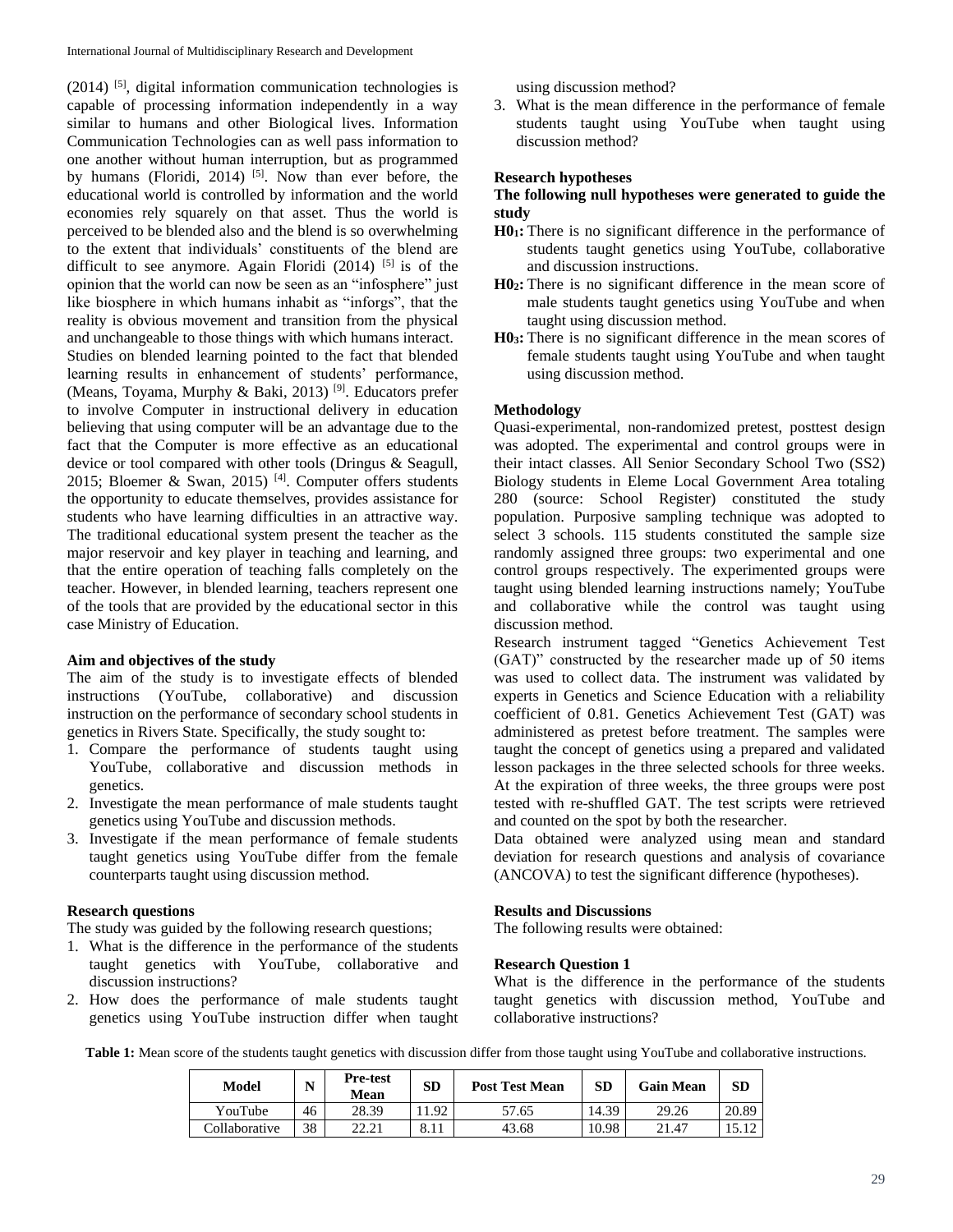(2014) [5], digital information communication technologies is capable of processing information independently in a way similar to humans and other Biological lives. Information Communication Technologies can as well pass information to one another without human interruption, but as programmed by humans (Floridi, 2014) [5]. Now than ever before, the educational world is controlled by information and the world economies rely squarely on that asset. Thus the world is perceived to be blended also and the blend is so overwhelming to the extent that individuals' constituents of the blend are difficult to see anymore. Again Floridi (2014) [5] is of the opinion that the world can now be seen as an "infosphere" just like biosphere in which humans inhabit as "inforgs", that the reality is obvious movement and transition from the physical and unchangeable to those things with which humans interact.

Studies on blended learning pointed to the fact that blended learning results in enhancement of students' performance, (Means, Toyama, Murphy & Baki, 2013) [9]. Educators prefer to involve Computer in instructional delivery in education believing that using computer will be an advantage due to the fact that the Computer is more effective as an educational device or tool compared with other tools (Dringus & Seagull, 2015; Bloemer & Swan, 2015) [4]. Computer offers students the opportunity to educate themselves, provides assistance for students who have learning difficulties in an attractive way. The traditional educational system present the teacher as the major reservoir and key player in teaching and learning, and that the entire operation of teaching falls completely on the teacher. However, in blended learning, teachers represent one of the tools that are provided by the educational sector in this case Ministry of Education.

### Aim and objectives of the study

The aim of the study is to investigate effects of blended instructions (YouTube, collaborative) and discussion instruction on the performance of secondary school students in genetics in Rivers State. Specifically, the study sought to:

1. Compare the performance of students taught using YouTube, collaborative and discussion methods in genetics.
2. Investigate the mean performance of male students taught genetics using YouTube and discussion methods.
3. Investigate if the mean performance of female students taught genetics using YouTube differ from the female counterparts taught using discussion method.

### Research questions

The study was guided by the following research questions;

1. What is the difference in the performance of the students taught genetics with YouTube, collaborative and discussion instructions?
2. How does the performance of male students taught genetics using YouTube instruction differ when taught using discussion method?
3. What is the mean difference in the performance of female students taught using YouTube when taught using discussion method?

### Research hypotheses

**The following null hypotheses were generated to guide the study**

**H0₁:** There is no significant difference in the performance of students taught genetics using YouTube, collaborative and discussion instructions.

**H0₂:** There is no significant difference in the mean score of male students taught genetics using YouTube and when taught using discussion method.

**H0₃:** There is no significant difference in the mean scores of female students taught using YouTube and when taught using discussion method.

### Methodology

Quasi-experimental, non-randomized pretest, posttest design was adopted. The experimental and control groups were in their intact classes. All Senior Secondary School Two (SS2) Biology students in Eleme Local Government Area totaling 280 (source: School Register) constituted the study population. Purposive sampling technique was adopted to select 3 schools. 115 students constituted the sample size randomly assigned three groups: two experimental and one control groups respectively. The experimented groups were taught using blended learning instructions namely; YouTube and collaborative while the control was taught using discussion method.

Research instrument tagged "Genetics Achievement Test (GAT)" constructed by the researcher made up of 50 items was used to collect data. The instrument was validated by experts in Genetics and Science Education with a reliability coefficient of 0.81. Genetics Achievement Test (GAT) was administered as pretest before treatment. The samples were taught the concept of genetics using a prepared and validated lesson packages in the three selected schools for three weeks. At the expiration of three weeks, the three groups were post tested with re-shuffled GAT. The test scripts were retrieved and counted on the spot by both the researcher.

Data obtained were analyzed using mean and standard deviation for research questions and analysis of covariance (ANCOVA) to test the significant difference (hypotheses).

### Results and Discussions

The following results were obtained:

### Research Question 1

What is the difference in the performance of the students taught genetics with discussion method, YouTube and collaborative instructions?

**Table 1:** Mean score of the students taught genetics with discussion differ from those taught using YouTube and collaborative instructions.

| Model | N | Pre-test Mean | SD | Post Test Mean | SD | Gain Mean | SD |
|---|---|---|---|---|---|---|---|
| YouTube | 46 | 28.39 | 11.92 | 57.65 | 14.39 | 29.26 | 20.89 |
| Collaborative | 38 | 22.21 | 8.11 | 43.68 | 10.98 | 21.47 | 15.12 |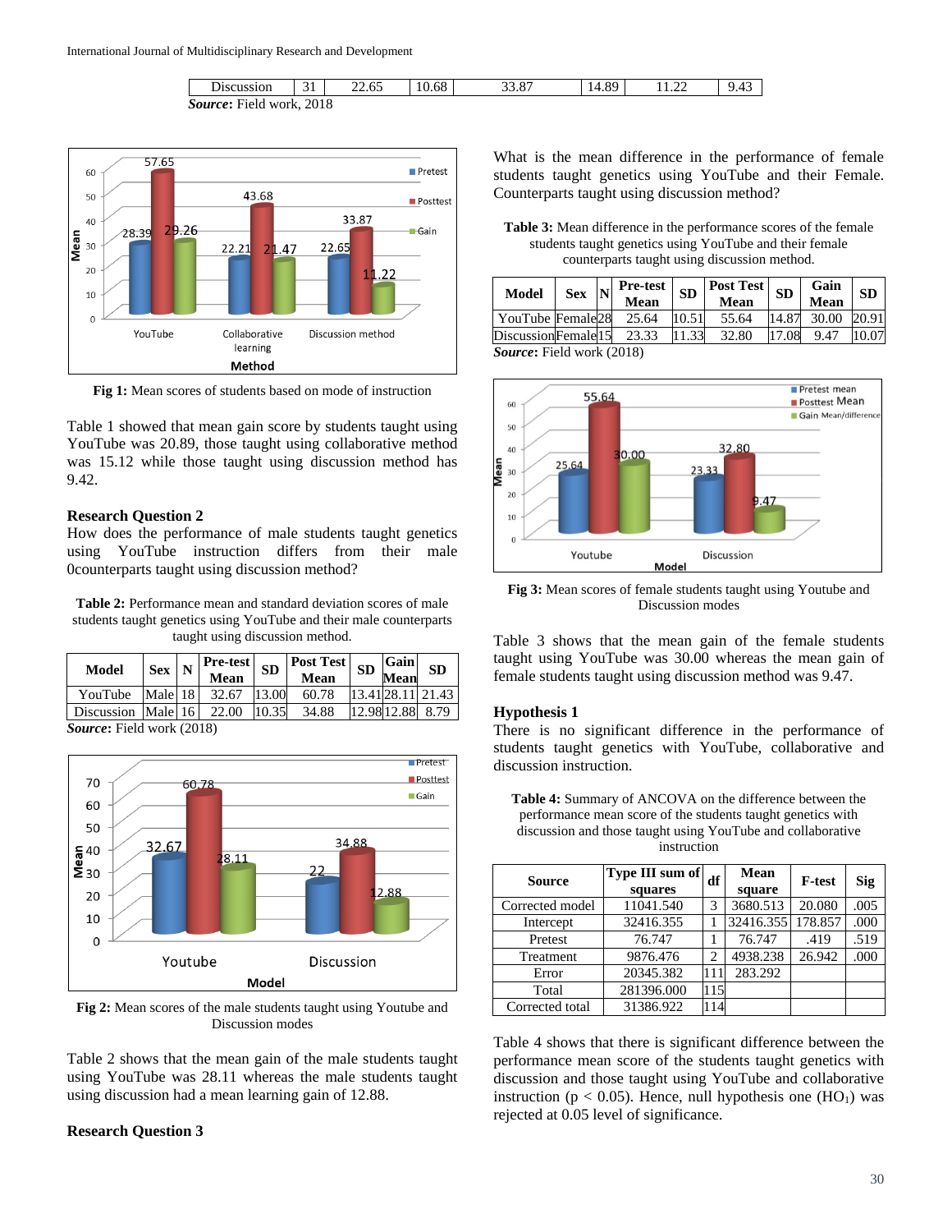| Discussion | 31 | 22.65 | 10.68 | 33.87 | 14.89 | 11.22 | 9.43 |
|---|---|---|---|---|---|---|---|

***Source***: Field work, 2018

**Fig 1:** Mean scores of students based on mode of instruction

Table 1 showed that mean gain score by students taught using YouTube was 20.89, those taught using collaborative method was 15.12 while those taught using discussion method has 9.42.

**Research Question 2**

How does the performance of male students taught genetics using YouTube instruction differs from their male 0counterparts taught using discussion method?

**Table 2:** Performance mean and standard deviation scores of male students taught genetics using YouTube and their male counterparts taught using discussion method.

| Model | Sex | N | Pre-test Mean | SD | Post Test Mean | SD | Gain Mean | SD |
|---|---|---|---|---|---|---|---|---|
| YouTube | Male | 18 | 32.67 | 13.00 | 60.78 | 13.41 | 28.11 | 21.43 |
| Discussion | Male | 16 | 22.00 | 10.35 | 34.88 | 12.98 | 12.88 | 8.79 |

***Source***: Field work (2018)

**Fig 2:** Mean scores of the male students taught using Youtube and Discussion modes

Table 2 shows that the mean gain of the male students taught using YouTube was 28.11 whereas the male students taught using discussion had a mean learning gain of 12.88.

**Research Question 3**

What is the mean difference in the performance of female students taught genetics using YouTube and their Female. Counterparts taught using discussion method?

**Table 3:** Mean difference in the performance scores of the female students taught genetics using YouTube and their female counterparts taught using discussion method.

| Model | Sex | N | Pre-test Mean | SD | Post Test Mean | SD | Gain Mean | SD |
|---|---|---|---|---|---|---|---|---|
| YouTube | Female | 28 | 25.64 | 10.51 | 55.64 | 14.87 | 30.00 | 20.91 |
| Discussion | Female | 15 | 23.33 | 11.33 | 32.80 | 17.08 | 9.47 | 10.07 |

***Source***: Field work (2018)

**Fig 3:** Mean scores of female students taught using Youtube and Discussion modes

Table 3 shows that the mean gain of the female students taught using YouTube was 30.00 whereas the mean gain of female students taught using discussion method was 9.47.

**Hypothesis 1**

There is no significant difference in the performance of students taught genetics with YouTube, collaborative and discussion instruction.

**Table 4:** Summary of ANCOVA on the difference between the performance mean score of the students taught genetics with discussion and those taught using YouTube and collaborative instruction

| Source | Type III sum of squares | df | Mean square | F-test | Sig |
|---|---|---|---|---|---|
| Corrected model | 11041.540 | 3 | 3680.513 | 20.080 | .005 |
| Intercept | 32416.355 | 1 | 32416.355 | 178.857 | .000 |
| Pretest | 76.747 | 1 | 76.747 | .419 | .519 |
| Treatment | 9876.476 | 2 | 4938.238 | 26.942 | .000 |
| Error | 20345.382 | 111 | 283.292 | | |
| Total | 281396.000 | 115 | | | |
| Corrected total | 31386.922 | 114 | | | |

Table 4 shows that there is significant difference between the performance mean score of the students taught genetics with discussion and those taught using YouTube and collaborative instruction ($p < 0.05$). Hence, null hypothesis one ($HO_1$) was rejected at 0.05 level of significance.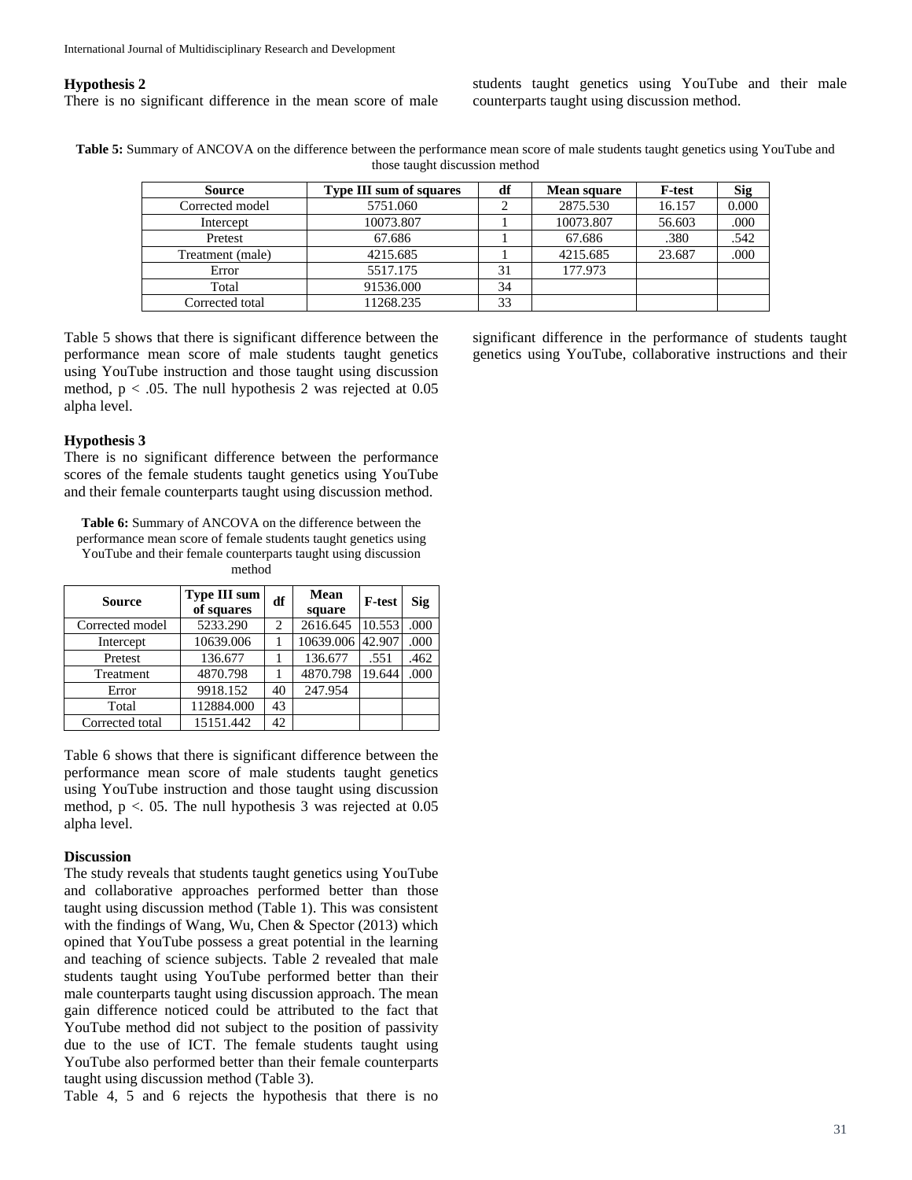### Hypothesis 2

There is no significant difference in the mean score of male students taught genetics using YouTube and their male counterparts taught using discussion method.

**Table 5:** Summary of ANCOVA on the difference between the performance mean score of male students taught genetics using YouTube and those taught discussion method

| Source | Type III sum of squares | df | Mean square | F-test | Sig |
|---|---|---|---|---|---|
| Corrected model | 5751.060 | 2 | 2875.530 | 16.157 | 0.000 |
| Intercept | 10073.807 | 1 | 10073.807 | 56.603 | .000 |
| Pretest | 67.686 | 1 | 67.686 | .380 | .542 |
| Treatment (male) | 4215.685 | 1 | 4215.685 | 23.687 | .000 |
| Error | 5517.175 | 31 | 177.973 | | |
| Total | 91536.000 | 34 | | | |
| Corrected total | 11268.235 | 33 | | | |

Table 5 shows that there is significant difference between the performance mean score of male students taught genetics using YouTube instruction and those taught using discussion method, $p < .05$. The null hypothesis 2 was rejected at 0.05 alpha level.

### Hypothesis 3

There is no significant difference between the performance scores of the female students taught genetics using YouTube and their female counterparts taught using discussion method.

**Table 6:** Summary of ANCOVA on the difference between the performance mean score of female students taught genetics using YouTube and their female counterparts taught using discussion method

| Source | Type III sum of squares | df | Mean square | F-test | Sig |
|---|---|---|---|---|---|
| Corrected model | 5233.290 | 2 | 2616.645 | 10.553 | .000 |
| Intercept | 10639.006 | 1 | 10639.006 | 42.907 | .000 |
| Pretest | 136.677 | 1 | 136.677 | .551 | .462 |
| Treatment | 4870.798 | 1 | 4870.798 | 19.644 | .000 |
| Error | 9918.152 | 40 | 247.954 | | |
| Total | 112884.000 | 43 | | | |
| Corrected total | 15151.442 | 42 | | | |

Table 6 shows that there is significant difference between the performance mean score of male students taught genetics using YouTube instruction and those taught using discussion method, p <. 05. The null hypothesis 3 was rejected at 0.05 alpha level.

### Discussion

The study reveals that students taught genetics using YouTube and collaborative approaches performed better than those taught using discussion method (Table 1). This was consistent with the findings of Wang, Wu, Chen & Spector (2013) which opined that YouTube possess a great potential in the learning and teaching of science subjects. Table 2 revealed that male students taught using YouTube performed better than their male counterparts taught using discussion approach. The mean gain difference noticed could be attributed to the fact that YouTube method did not subject to the position of passivity due to the use of ICT. The female students taught using YouTube also performed better than their female counterparts taught using discussion method (Table 3).

Table 4, 5 and 6 rejects the hypothesis that there is no significant difference in the performance of students taught genetics using YouTube, collaborative instructions and their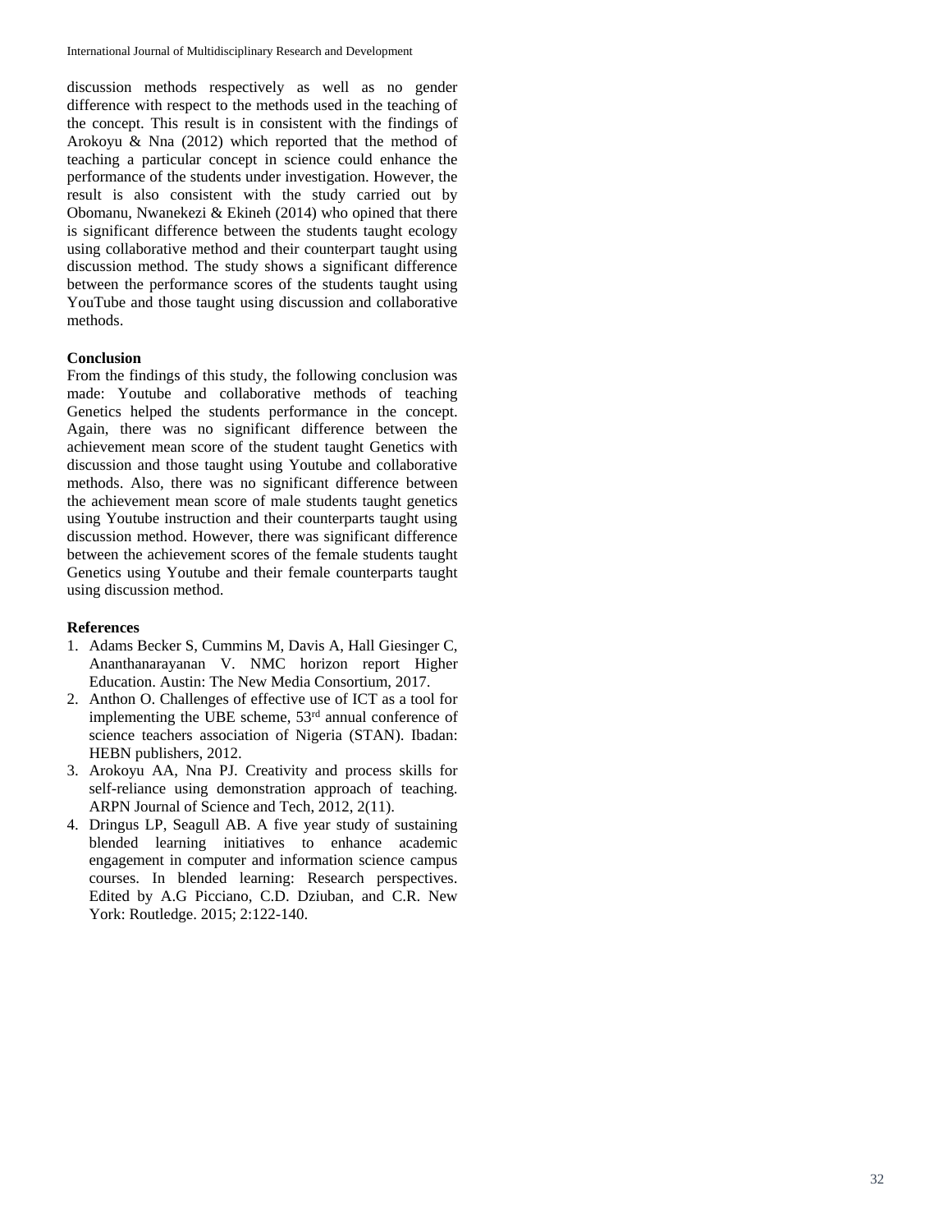discussion methods respectively as well as no gender difference with respect to the methods used in the teaching of the concept. This result is in consistent with the findings of Arokoyu & Nna (2012) which reported that the method of teaching a particular concept in science could enhance the performance of the students under investigation. However, the result is also consistent with the study carried out by Obomanu, Nwanekezi & Ekineh (2014) who opined that there is significant difference between the students taught ecology using collaborative method and their counterpart taught using discussion method. The study shows a significant difference between the performance scores of the students taught using YouTube and those taught using discussion and collaborative methods.

**Conclusion**

From the findings of this study, the following conclusion was made: Youtube and collaborative methods of teaching Genetics helped the students performance in the concept. Again, there was no significant difference between the achievement mean score of the student taught Genetics with discussion and those taught using Youtube and collaborative methods. Also, there was no significant difference between the achievement mean score of male students taught genetics using Youtube instruction and their counterparts taught using discussion method. However, there was significant difference between the achievement scores of the female students taught Genetics using Youtube and their female counterparts taught using discussion method.

**References**

1. Adams Becker S, Cummins M, Davis A, Hall Giesinger C, Ananthanarayanan V. NMC horizon report Higher Education. Austin: The New Media Consortium, 2017.
2. Anthon O. Challenges of effective use of ICT as a tool for implementing the UBE scheme, 53rd annual conference of science teachers association of Nigeria (STAN). Ibadan: HEBN publishers, 2012.
3. Arokoyu AA, Nna PJ. Creativity and process skills for self-reliance using demonstration approach of teaching. ARPN Journal of Science and Tech, 2012, 2(11).
4. Dringus LP, Seagull AB. A five year study of sustaining blended learning initiatives to enhance academic engagement in computer and information science campus courses. In blended learning: Research perspectives. Edited by A.G Picciano, C.D. Dziuban, and C.R. New York: Routledge. 2015; 2:122-140.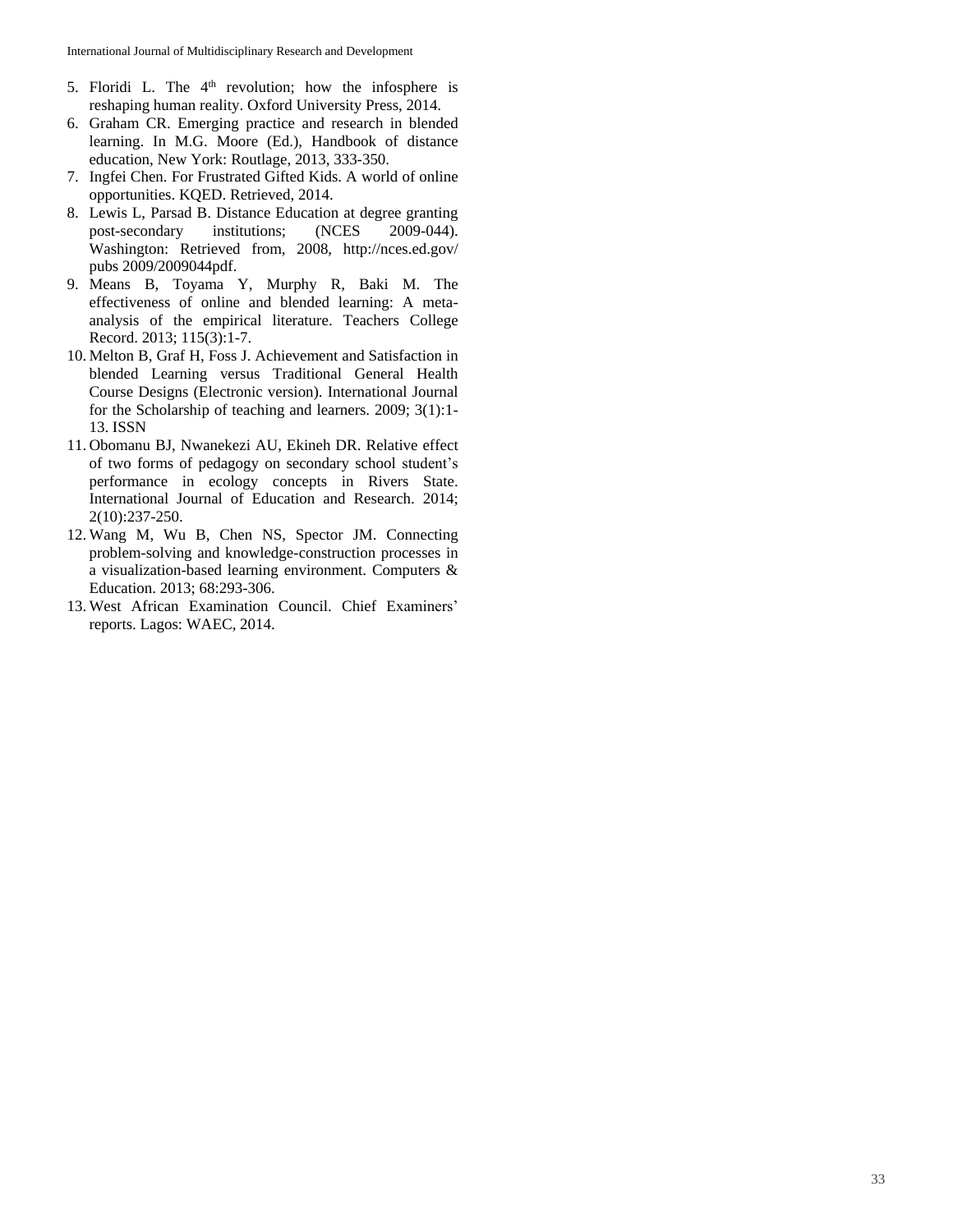5. Floridi L. The 4th revolution; how the infosphere is reshaping human reality. Oxford University Press, 2014.
6. Graham CR. Emerging practice and research in blended learning. In M.G. Moore (Ed.), Handbook of distance education, New York: Routlage, 2013, 333-350.
7. Ingfei Chen. For Frustrated Gifted Kids. A world of online opportunities. KQED. Retrieved, 2014.
8. Lewis L, Parsad B. Distance Education at degree granting post-secondary institutions; (NCES 2009-044). Washington: Retrieved from, 2008, http://nces.ed.gov/ pubs 2009/2009044pdf.
9. Means B, Toyama Y, Murphy R, Baki M. The effectiveness of online and blended learning: A meta-analysis of the empirical literature. Teachers College Record. 2013; 115(3):1-7.
10. Melton B, Graf H, Foss J. Achievement and Satisfaction in blended Learning versus Traditional General Health Course Designs (Electronic version). International Journal for the Scholarship of teaching and learners. 2009; 3(1):1-13. ISSN
11. Obomanu BJ, Nwanekezi AU, Ekineh DR. Relative effect of two forms of pedagogy on secondary school student's performance in ecology concepts in Rivers State. International Journal of Education and Research. 2014; 2(10):237-250.
12. Wang M, Wu B, Chen NS, Spector JM. Connecting problem-solving and knowledge-construction processes in a visualization-based learning environment. Computers & Education. 2013; 68:293-306.
13. West African Examination Council. Chief Examiners' reports. Lagos: WAEC, 2014.